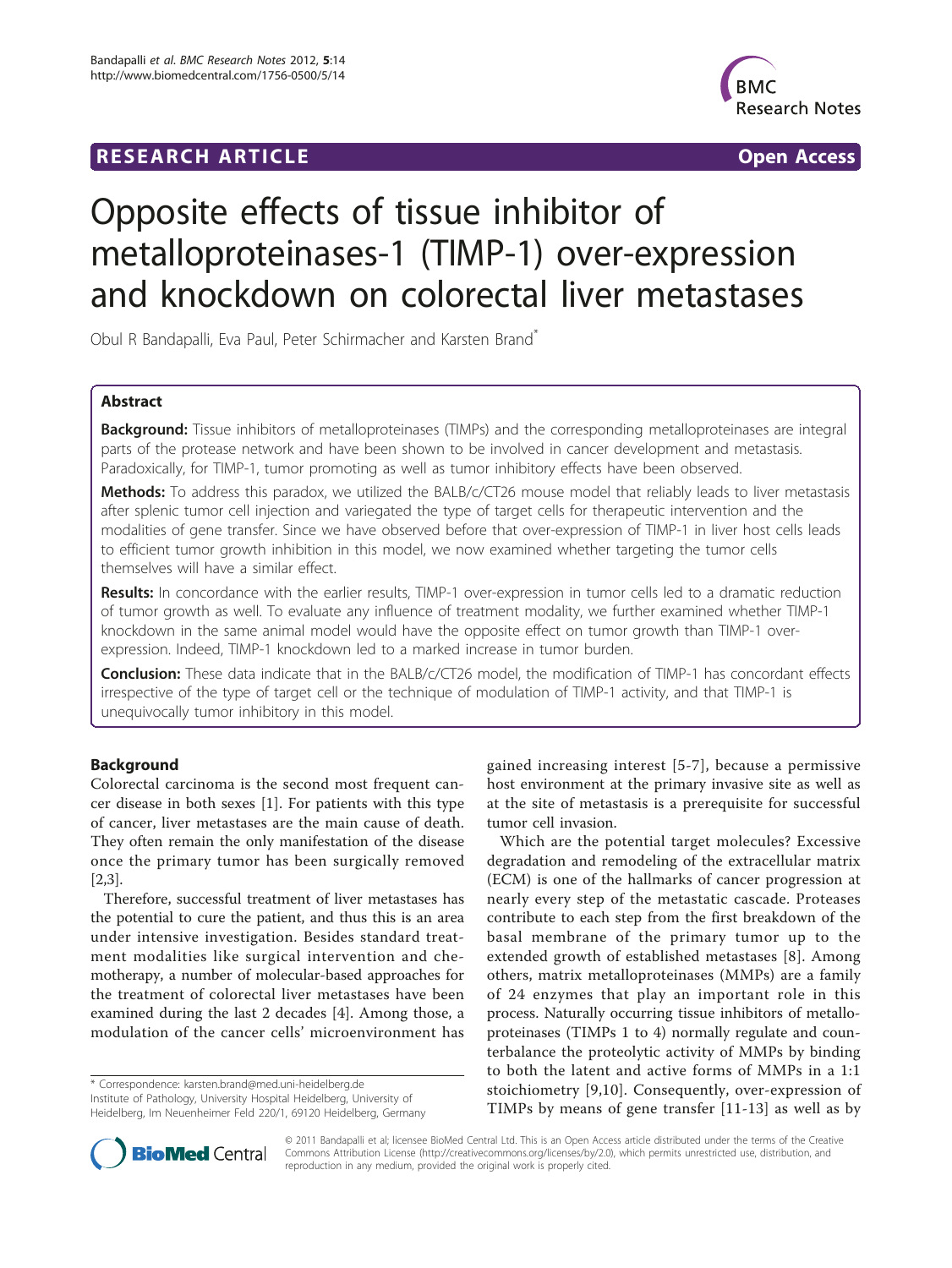# RESEARCH ARTICLE

**Open Access**

# Opposite effects of tissue inhibitor of metalloproteinases-1 (TIMP-1) over-expression and knockdown on colorectal liver metastases

Obul R Bandapalli, Eva Paul, Peter Schirmacher and Karsten Brand*

## Abstract

**Background:** Tissue inhibitors of metalloproteinases (TIMPs) and the corresponding metalloproteinases are integral parts of the protease network and have been shown to be involved in cancer development and metastasis. Paradoxically, for TIMP-1, tumor promoting as well as tumor inhibitory effects have been observed.

**Methods:** To address this paradox, we utilized the BALB/c/CT26 mouse model that reliably leads to liver metastasis after splenic tumor cell injection and variegated the type of target cells for therapeutic intervention and the modalities of gene transfer. Since we have observed before that over-expression of TIMP-1 in liver host cells leads to efficient tumor growth inhibition in this model, we now examined whether targeting the tumor cells themselves will have a similar effect.

**Results:** In concordance with the earlier results, TIMP-1 over-expression in tumor cells led to a dramatic reduction of tumor growth as well. To evaluate any influence of treatment modality, we further examined whether TIMP-1 knockdown in the same animal model would have the opposite effect on tumor growth than TIMP-1 over-expression. Indeed, TIMP-1 knockdown led to a marked increase in tumor burden.

**Conclusion:** These data indicate that in the BALB/c/CT26 model, the modification of TIMP-1 has concordant effects irrespective of the type of target cell or the technique of modulation of TIMP-1 activity, and that TIMP-1 is unequivocally tumor inhibitory in this model.

## Background

Colorectal carcinoma is the second most frequent cancer disease in both sexes [1]. For patients with this type of cancer, liver metastases are the main cause of death. They often remain the only manifestation of the disease once the primary tumor has been surgically removed [2,3].

Therefore, successful treatment of liver metastases has the potential to cure the patient, and thus this is an area under intensive investigation. Besides standard treatment modalities like surgical intervention and chemotherapy, a number of molecular-based approaches for the treatment of colorectal liver metastases have been examined during the last 2 decades [4]. Among those, a modulation of the cancer cells' microenvironment has gained increasing interest [5-7], because a permissive host environment at the primary invasive site as well as at the site of metastasis is a prerequisite for successful tumor cell invasion.

Which are the potential target molecules? Excessive degradation and remodeling of the extracellular matrix (ECM) is one of the hallmarks of cancer progression at nearly every step of the metastatic cascade. Proteases contribute to each step from the first breakdown of the basal membrane of the primary tumor up to the extended growth of established metastases [8]. Among others, matrix metalloproteinases (MMPs) are a family of 24 enzymes that play an important role in this process. Naturally occurring tissue inhibitors of metalloproteinases (TIMPs 1 to 4) normally regulate and counterbalance the proteolytic activity of MMPs by binding to both the latent and active forms of MMPs in a 1:1 stoichiometry [9,10]. Consequently, over-expression of TIMPs by means of gene transfer [11-13] as well as by

* Correspondence: karsten.brand@med.uni-heidelberg.de
Institute of Pathology, University Hospital Heidelberg, University of Heidelberg, Im Neuenheimer Feld 220/1, 69120 Heidelberg, Germany

© 2011 Bandapalli et al; licensee BioMed Central Ltd. This is an Open Access article distributed under the terms of the Creative Commons Attribution License (http://creativecommons.org/licenses/by/2.0), which permits unrestricted use, distribution, and reproduction in any medium, provided the original work is properly cited.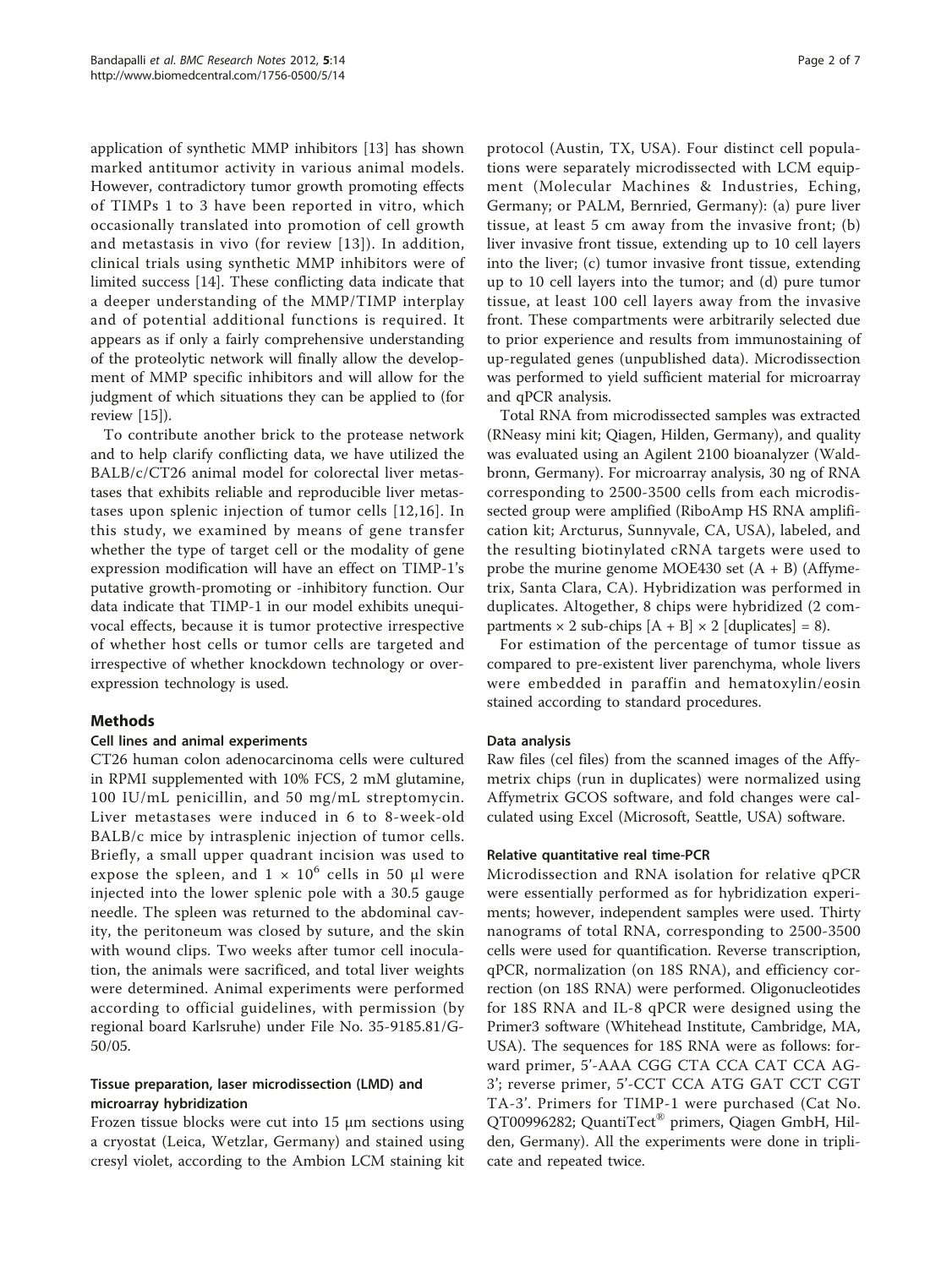application of synthetic MMP inhibitors [13] has shown marked antitumor activity in various animal models. However, contradictory tumor growth promoting effects of TIMPs 1 to 3 have been reported in vitro, which occasionally translated into promotion of cell growth and metastasis in vivo (for review [13]). In addition, clinical trials using synthetic MMP inhibitors were of limited success [14]. These conflicting data indicate that a deeper understanding of the MMP/TIMP interplay and of potential additional functions is required. It appears as if only a fairly comprehensive understanding of the proteolytic network will finally allow the development of MMP specific inhibitors and will allow for the judgment of which situations they can be applied to (for review [15]).

To contribute another brick to the protease network and to help clarify conflicting data, we have utilized the BALB/c/CT26 animal model for colorectal liver metastases that exhibits reliable and reproducible liver metastases upon splenic injection of tumor cells [12,16]. In this study, we examined by means of gene transfer whether the type of target cell or the modality of gene expression modification will have an effect on TIMP-1's putative growth-promoting or -inhibitory function. Our data indicate that TIMP-1 in our model exhibits unequivocal effects, because it is tumor protective irrespective of whether host cells or tumor cells are targeted and irrespective of whether knockdown technology or overexpression technology is used.

## Methods

### Cell lines and animal experiments

CT26 human colon adenocarcinoma cells were cultured in RPMI supplemented with 10% FCS, 2 mM glutamine, 100 IU/mL penicillin, and 50 mg/mL streptomycin. Liver metastases were induced in 6 to 8-week-old BALB/c mice by intrasplenic injection of tumor cells. Briefly, a small upper quadrant incision was used to expose the spleen, and $1 \times 10^6$ cells in 50 μl were injected into the lower splenic pole with a 30.5 gauge needle. The spleen was returned to the abdominal cavity, the peritoneum was closed by suture, and the skin with wound clips. Two weeks after tumor cell inoculation, the animals were sacrificed, and total liver weights were determined. Animal experiments were performed according to official guidelines, with permission (by regional board Karlsruhe) under File No. 35-9185.81/G-50/05.

### Tissue preparation, laser microdissection (LMD) and microarray hybridization

Frozen tissue blocks were cut into 15 μm sections using a cryostat (Leica, Wetzlar, Germany) and stained using cresyl violet, according to the Ambion LCM staining kit protocol (Austin, TX, USA). Four distinct cell populations were separately microdissected with LCM equipment (Molecular Machines & Industries, Eching, Germany; or PALM, Bernried, Germany): (a) pure liver tissue, at least 5 cm away from the invasive front; (b) liver invasive front tissue, extending up to 10 cell layers into the liver; (c) tumor invasive front tissue, extending up to 10 cell layers into the tumor; and (d) pure tumor tissue, at least 100 cell layers away from the invasive front. These compartments were arbitrarily selected due to prior experience and results from immunostaining of up-regulated genes (unpublished data). Microdissection was performed to yield sufficient material for microarray and qPCR analysis.

Total RNA from microdissected samples was extracted (RNeasy mini kit; Qiagen, Hilden, Germany), and quality was evaluated using an Agilent 2100 bioanalyzer (Waldbronn, Germany). For microarray analysis, 30 ng of RNA corresponding to 2500-3500 cells from each microdissected group were amplified (RiboAmp HS RNA amplification kit; Arcturus, Sunnyvale, CA, USA), labeled, and the resulting biotinylated cRNA targets were used to probe the murine genome MOE430 set (A + B) (Affymetrix, Santa Clara, CA). Hybridization was performed in duplicates. Altogether, 8 chips were hybridized (2 compartments × 2 sub-chips [A + B] × 2 [duplicates] = 8).

For estimation of the percentage of tumor tissue as compared to pre-existent liver parenchyma, whole livers were embedded in paraffin and hematoxylin/eosin stained according to standard procedures.

### Data analysis

Raw files (cel files) from the scanned images of the Affymetrix chips (run in duplicates) were normalized using Affymetrix GCOS software, and fold changes were calculated using Excel (Microsoft, Seattle, USA) software.

### Relative quantitative real time-PCR

Microdissection and RNA isolation for relative qPCR were essentially performed as for hybridization experiments; however, independent samples were used. Thirty nanograms of total RNA, corresponding to 2500-3500 cells were used for quantification. Reverse transcription, qPCR, normalization (on 18S RNA), and efficiency correction (on 18S RNA) were performed. Oligonucleotides for 18S RNA and IL-8 qPCR were designed using the Primer3 software (Whitehead Institute, Cambridge, MA, USA). The sequences for 18S RNA were as follows: forward primer, 5'-AAA CGG CTA CCA CAT CCA AG-3'; reverse primer, 5'-CCT CCA ATG GAT CCT CGT TA-3'. Primers for TIMP-1 were purchased (Cat No. QT00996282; QuantiTect® primers, Qiagen GmbH, Hilden, Germany). All the experiments were done in triplicate and repeated twice.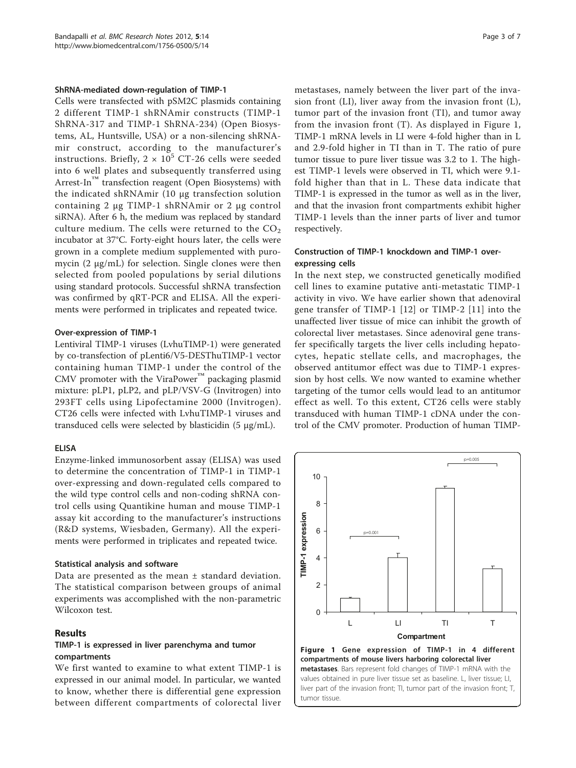#### ShRNA-mediated down-regulation of TIMP-1

Cells were transfected with pSM2C plasmids containing 2 different TIMP-1 shRNAmir constructs (TIMP-1 ShRNA-317 and TIMP-1 ShRNA-234) (Open Biosystems, AL, Huntsville, USA) or a non-silencing shRNAmir construct, according to the manufacturer's instructions. Briefly, $2 \times 10^5$ CT-26 cells were seeded into 6 well plates and subsequently transferred using Arrest-In™ transfection reagent (Open Biosystems) with the indicated shRNAmir (10 μg transfection solution containing 2 μg TIMP-1 shRNAmir or 2 μg control siRNA). After 6 h, the medium was replaced by standard culture medium. The cells were returned to the $CO_2$ incubator at 37°C. Forty-eight hours later, the cells were grown in a complete medium supplemented with puromycin (2 μg/mL) for selection. Single clones were then selected from pooled populations by serial dilutions using standard protocols. Successful shRNA transfection was confirmed by qRT-PCR and ELISA. All the experiments were performed in triplicates and repeated twice.

#### Over-expression of TIMP-1

Lentiviral TIMP-1 viruses (LvhuTIMP-1) were generated by co-transfection of pLenti6/V5-DESThuTIMP-1 vector containing human TIMP-1 under the control of the CMV promoter with the ViraPower™ packaging plasmid mixture: pLP1, pLP2, and pLP/VSV-G (Invitrogen) into 293FT cells using Lipofectamine 2000 (Invitrogen). CT26 cells were infected with LvhuTIMP-1 viruses and transduced cells were selected by blasticidin (5 μg/mL).

#### ELISA

Enzyme-linked immunosorbent assay (ELISA) was used to determine the concentration of TIMP-1 in TIMP-1 over-expressing and down-regulated cells compared to the wild type control cells and non-coding shRNA control cells using Quantikine human and mouse TIMP-1 assay kit according to the manufacturer's instructions (R&D systems, Wiesbaden, Germany). All the experiments were performed in triplicates and repeated twice.

#### Statistical analysis and software

Data are presented as the mean ± standard deviation. The statistical comparison between groups of animal experiments was accomplished with the non-parametric Wilcoxon test.

## Results

### TIMP-1 is expressed in liver parenchyma and tumor compartments

We first wanted to examine to what extent TIMP-1 is expressed in our animal model. In particular, we wanted to know, whether there is differential gene expression between different compartments of colorectal liver metastases, namely between the liver part of the invasion front (LI), liver away from the invasion front (L), tumor part of the invasion front (TI), and tumor away from the invasion front (T). As displayed in Figure 1, TIMP-1 mRNA levels in LI were 4-fold higher than in L and 2.9-fold higher in TI than in T. The ratio of pure tumor tissue to pure liver tissue was 3.2 to 1. The highest TIMP-1 levels were observed in TI, which were 9.1-fold higher than that in L. These data indicate that TIMP-1 is expressed in the tumor as well as in the liver, and that the invasion front compartments exhibit higher TIMP-1 levels than the inner parts of liver and tumor respectively.

### Construction of TIMP-1 knockdown and TIMP-1 over-expressing cells

In the next step, we constructed genetically modified cell lines to examine putative anti-metastatic TIMP-1 activity in vivo. We have earlier shown that adenoviral gene transfer of TIMP-1 [12] or TIMP-2 [11] into the unaffected liver tissue of mice can inhibit the growth of colorectal liver metastases. Since adenoviral gene transfer specifically targets the liver cells including hepatocytes, hepatic stellate cells, and macrophages, the observed antitumor effect was due to TIMP-1 expression by host cells. We now wanted to examine whether targeting of the tumor cells would lead to an antitumor effect as well. To this extent, CT26 cells were stably transduced with human TIMP-1 cDNA under the control of the CMV promoter. Production of human TIMP-

**Figure 1 Gene expression of TIMP-1 in 4 different compartments of mouse livers harboring colorectal liver metastases**. Bars represent fold changes of TIMP-1 mRNA with the values obtained in pure liver tissue set as baseline. L, liver tissue; LI, liver part of the invasion front; TI, tumor part of the invasion front; T, tumor tissue.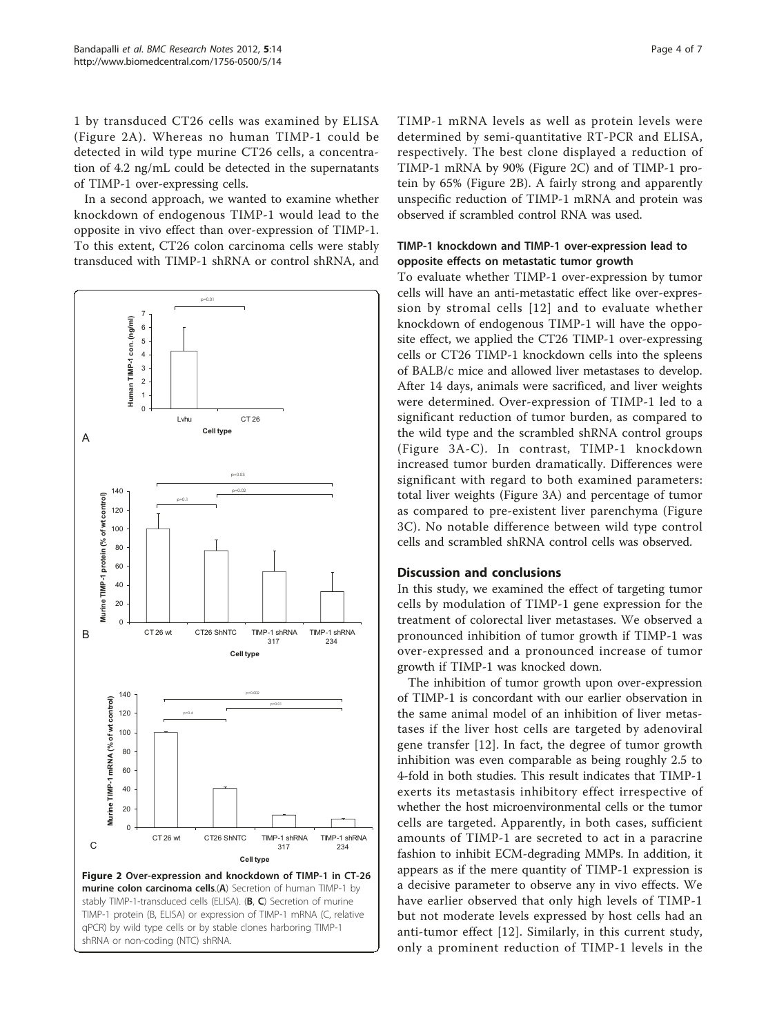1 by transduced CT26 cells was examined by ELISA (Figure 2A). Whereas no human TIMP-1 could be detected in wild type murine CT26 cells, a concentration of 4.2 ng/mL could be detected in the supernatants of TIMP-1 over-expressing cells.

In a second approach, we wanted to examine whether knockdown of endogenous TIMP-1 would lead to the opposite in vivo effect than over-expression of TIMP-1. To this extent, CT26 colon carcinoma cells were stably transduced with TIMP-1 shRNA or control shRNA, and TIMP-1 mRNA levels as well as protein levels were determined by semi-quantitative RT-PCR and ELISA, respectively. The best clone displayed a reduction of TIMP-1 mRNA by 90% (Figure 2C) and of TIMP-1 protein by 65% (Figure 2B). A fairly strong and apparently unspecific reduction of TIMP-1 mRNA and protein was observed if scrambled control RNA was used.

**Figure 2 Over-expression and knockdown of TIMP-1 in CT-26 murine colon carcinoma cells**.(**A**) Secretion of human TIMP-1 by stably TIMP-1-transduced cells (ELISA). (**B**, **C**) Secretion of murine TIMP-1 protein (B, ELISA) or expression of TIMP-1 mRNA (C, relative qPCR) by wild type cells or by stable clones harboring TIMP-1 shRNA or non-coding (NTC) shRNA.

### TIMP-1 knockdown and TIMP-1 over-expression lead to opposite effects on metastatic tumor growth

To evaluate whether TIMP-1 over-expression by tumor cells will have an anti-metastatic effect like over-expression by stromal cells [12] and to evaluate whether knockdown of endogenous TIMP-1 will have the opposite effect, we applied the CT26 TIMP-1 over-expressing cells or CT26 TIMP-1 knockdown cells into the spleens of BALB/c mice and allowed liver metastases to develop. After 14 days, animals were sacrificed, and liver weights were determined. Over-expression of TIMP-1 led to a significant reduction of tumor burden, as compared to the wild type and the scrambled shRNA control groups (Figure 3A-C). In contrast, TIMP-1 knockdown increased tumor burden dramatically. Differences were significant with regard to both examined parameters: total liver weights (Figure 3A) and percentage of tumor as compared to pre-existent liver parenchyma (Figure 3C). No notable difference between wild type control cells and scrambled shRNA control cells was observed.

## Discussion and conclusions

In this study, we examined the effect of targeting tumor cells by modulation of TIMP-1 gene expression for the treatment of colorectal liver metastases. We observed a pronounced inhibition of tumor growth if TIMP-1 was over-expressed and a pronounced increase of tumor growth if TIMP-1 was knocked down.

The inhibition of tumor growth upon over-expression of TIMP-1 is concordant with our earlier observation in the same animal model of an inhibition of liver metastases if the liver host cells are targeted by adenoviral gene transfer [12]. In fact, the degree of tumor growth inhibition was even comparable as being roughly 2.5 to 4-fold in both studies. This result indicates that TIMP-1 exerts its metastasis inhibitory effect irrespective of whether the host microenvironmental cells or the tumor cells are targeted. Apparently, in both cases, sufficient amounts of TIMP-1 are secreted to act in a paracrine fashion to inhibit ECM-degrading MMPs. In addition, it appears as if the mere quantity of TIMP-1 expression is a decisive parameter to observe any in vivo effects. We have earlier observed that only high levels of TIMP-1 but not moderate levels expressed by host cells had an anti-tumor effect [12]. Similarly, in this current study, only a prominent reduction of TIMP-1 levels in the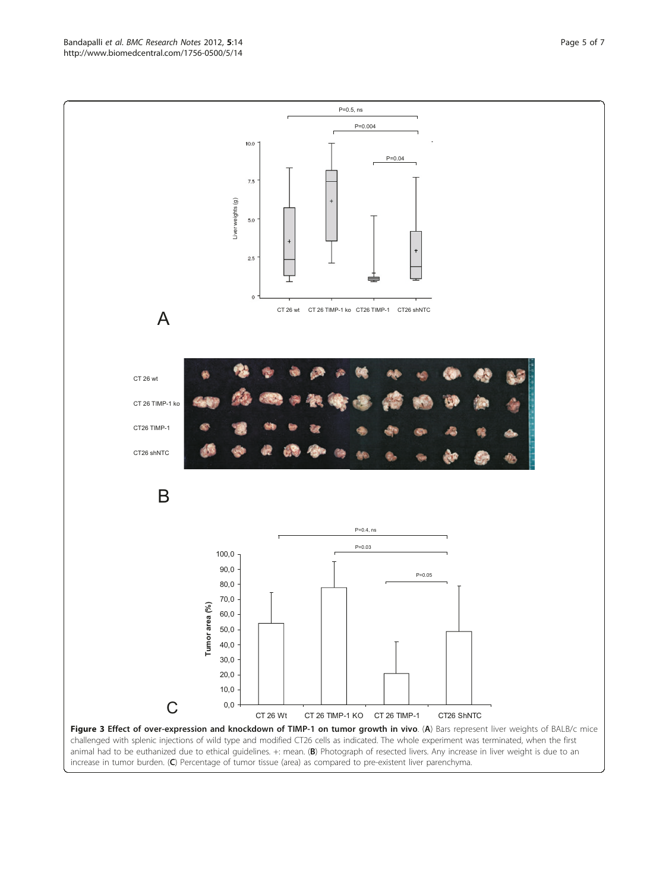**Figure 3 Effect of over-expression and knockdown of TIMP-1 on tumor growth in vivo**. (**A**) Bars represent liver weights of BALB/c mice challenged with splenic injections of wild type and modified CT26 cells as indicated. The whole experiment was terminated, when the first animal had to be euthanized due to ethical guidelines. +: mean. (**B**) Photograph of resected livers. Any increase in liver weight is due to an increase in tumor burden. (**C**) Percentage of tumor tissue (area) as compared to pre-existent liver parenchyma.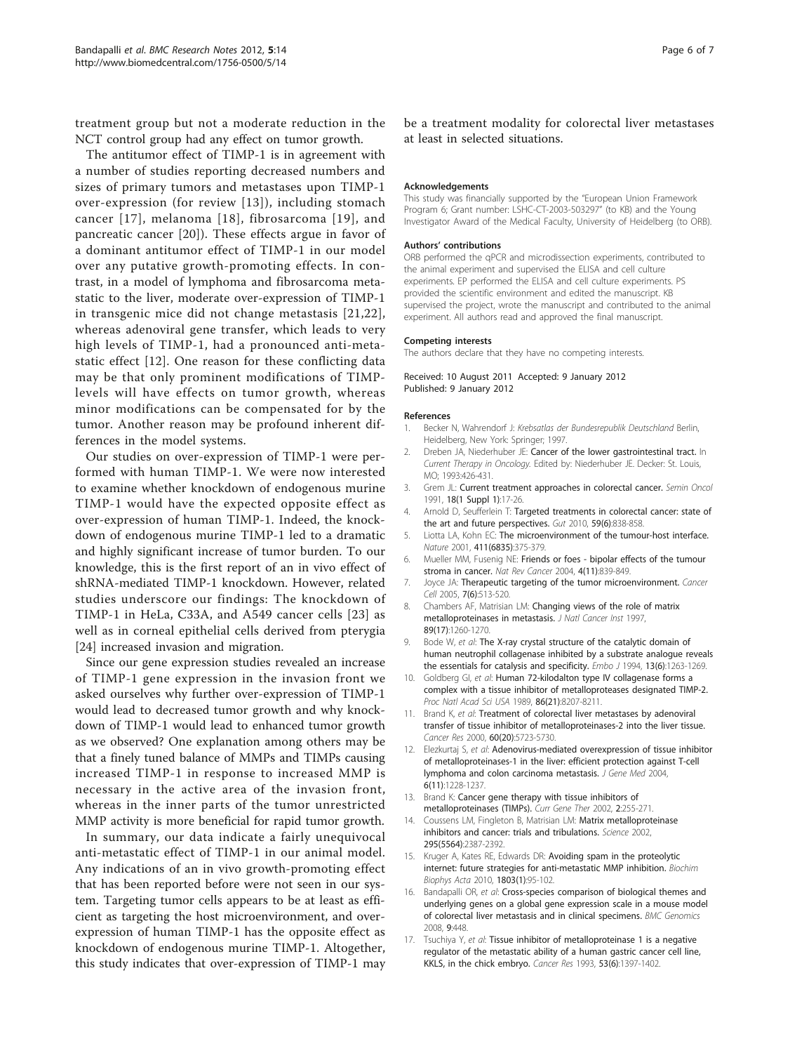treatment group but not a moderate reduction in the NCT control group had any effect on tumor growth.

The antitumor effect of TIMP-1 is in agreement with a number of studies reporting decreased numbers and sizes of primary tumors and metastases upon TIMP-1 over-expression (for review [13]), including stomach cancer [17], melanoma [18], fibrosarcoma [19], and pancreatic cancer [20]). These effects argue in favor of a dominant antitumor effect of TIMP-1 in our model over any putative growth-promoting effects. In contrast, in a model of lymphoma and fibrosarcoma metastatic to the liver, moderate over-expression of TIMP-1 in transgenic mice did not change metastasis [21,22], whereas adenoviral gene transfer, which leads to very high levels of TIMP-1, had a pronounced anti-metastatic effect [12]. One reason for these conflicting data may be that only prominent modifications of TIMP-levels will have effects on tumor growth, whereas minor modifications can be compensated for by the tumor. Another reason may be profound inherent differences in the model systems.

Our studies on over-expression of TIMP-1 were performed with human TIMP-1. We were now interested to examine whether knockdown of endogenous murine TIMP-1 would have the expected opposite effect as over-expression of human TIMP-1. Indeed, the knockdown of endogenous murine TIMP-1 led to a dramatic and highly significant increase of tumor burden. To our knowledge, this is the first report of an in vivo effect of shRNA-mediated TIMP-1 knockdown. However, related studies underscore our findings: The knockdown of TIMP-1 in HeLa, C33A, and A549 cancer cells [23] as well as in corneal epithelial cells derived from pterygia [24] increased invasion and migration.

Since our gene expression studies revealed an increase of TIMP-1 gene expression in the invasion front we asked ourselves why further over-expression of TIMP-1 would lead to decreased tumor growth and why knockdown of TIMP-1 would lead to enhanced tumor growth as we observed? One explanation among others may be that a finely tuned balance of MMPs and TIMPs causing increased TIMP-1 in response to increased MMP is necessary in the active area of the invasion front, whereas in the inner parts of the tumor unrestricted MMP activity is more beneficial for rapid tumor growth.

In summary, our data indicate a fairly unequivocal anti-metastatic effect of TIMP-1 in our animal model. Any indications of an in vivo growth-promoting effect that has been reported before were not seen in our system. Targeting tumor cells appears to be at least as efficient as targeting the host microenvironment, and over-expression of human TIMP-1 has the opposite effect as knockdown of endogenous murine TIMP-1. Altogether, this study indicates that over-expression of TIMP-1 may be a treatment modality for colorectal liver metastases at least in selected situations.

#### Acknowledgements

This study was financially supported by the "European Union Framework Program 6; Grant number: LSHC-CT-2003-503297" (to KB) and the Young Investigator Award of the Medical Faculty, University of Heidelberg (to ORB).

#### Authors' contributions

ORB performed the qPCR and microdissection experiments, contributed to the animal experiment and supervised the ELISA and cell culture experiments. EP performed the ELISA and cell culture experiments. PS provided the scientific environment and edited the manuscript. KB supervised the project, wrote the manuscript and contributed to the animal experiment. All authors read and approved the final manuscript.

#### Competing interests

The authors declare that they have no competing interests.

Received: 10 August 2011 Accepted: 9 January 2012
Published: 9 January 2012

#### References

1. Becker N, Wahrendorf J: *Krebsatlas der Bundesrepublik Deutschland* Berlin, Heidelberg, New York: Springer; 1997.
2. Dreben JA, Niederhuber JE: **Cancer of the lower gastrointestinal tract.** In *Current Therapy in Oncology.* Edited by: Niederhuber JE. Decker: St. Louis, MO; 1993:426-431.
3. Grem JL: **Current treatment approaches in colorectal cancer.** *Semin Oncol* 1991, **18(1 Suppl 1)**:17-26.
4. Arnold D, Seufferlein T: **Targeted treatments in colorectal cancer: state of the art and future perspectives.** *Gut* 2010, **59(6)**:838-858.
5. Liotta LA, Kohn EC: **The microenvironment of the tumour-host interface.** *Nature* 2001, **411(6835)**:375-379.
6. Mueller MM, Fusenig NE: **Friends or foes - bipolar effects of the tumour stroma in cancer.** *Nat Rev Cancer* 2004, **4(11)**:839-849.
7. Joyce JA: **Therapeutic targeting of the tumor microenvironment.** *Cancer Cell* 2005, **7(6)**:513-520.
8. Chambers AF, Matrisian LM: **Changing views of the role of matrix metalloproteinases in metastasis.** *J Natl Cancer Inst* 1997, **89(17)**:1260-1270.
9. Bode W, *et al*: **The X-ray crystal structure of the catalytic domain of human neutrophil collagenase inhibited by a substrate analogue reveals the essentials for catalysis and specificity.** *Embo J* 1994, **13(6)**:1263-1269.
10. Goldberg GI, *et al*: **Human 72-kilodalton type IV collagenase forms a complex with a tissue inhibitor of metalloproteases designated TIMP-2.** *Proc Natl Acad Sci USA* 1989, **86(21)**:8207-8211.
11. Brand K, *et al*: **Treatment of colorectal liver metastases by adenoviral transfer of tissue inhibitor of metalloproteinases-2 into the liver tissue.** *Cancer Res* 2000, **60(20)**:5723-5730.
12. Elezkurtaj S, *et al*: **Adenovirus-mediated overexpression of tissue inhibitor of metalloproteinases-1 in the liver: efficient protection against T-cell lymphoma and colon carcinoma metastasis.** *J Gene Med* 2004, **6(11)**:1228-1237.
13. Brand K: **Cancer gene therapy with tissue inhibitors of metalloproteinases (TIMPs).** *Curr Gene Ther* 2002, **2**:255-271.
14. Coussens LM, Fingleton B, Matrisian LM: **Matrix metalloproteinase inhibitors and cancer: trials and tribulations.** *Science* 2002, **295(5564)**:2387-2392.
15. Kruger A, Kates RE, Edwards DR: **Avoiding spam in the proteolytic internet: future strategies for anti-metastatic MMP inhibition.** *Biochim Biophys Acta* 2010, **1803(1)**:95-102.
16. Bandapalli OR, *et al*: **Cross-species comparison of biological themes and underlying genes on a global gene expression scale in a mouse model of colorectal liver metastasis and in clinical specimens.** *BMC Genomics* 2008, **9**:448.
17. Tsuchiya Y, *et al*: **Tissue inhibitor of metalloproteinase 1 is a negative regulator of the metastatic ability of a human gastric cancer cell line, KKLS, in the chick embryo.** *Cancer Res* 1993, **53(6)**:1397-1402.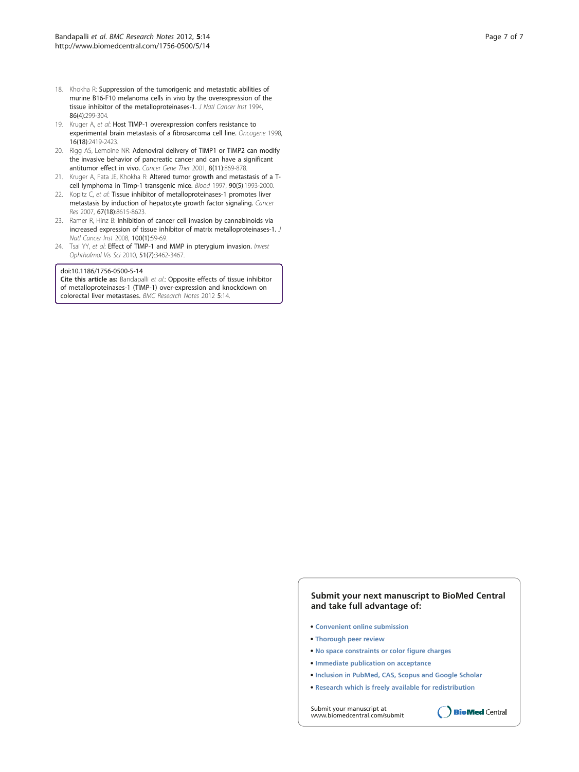18. Khokha R: Suppression of the tumorigenic and metastatic abilities of murine B16-F10 melanoma cells in vivo by the overexpression of the tissue inhibitor of the metalloproteinases-1. *J Natl Cancer Inst* 1994, **86(4)**:299-304.
19. Kruger A, *et al*: Host TIMP-1 overexpression confers resistance to experimental brain metastasis of a fibrosarcoma cell line. *Oncogene* 1998, **16(18)**:2419-2423.
20. Rigg AS, Lemoine NR: Adenoviral delivery of TIMP1 or TIMP2 can modify the invasive behavior of pancreatic cancer and can have a significant antitumor effect in vivo. *Cancer Gene Ther* 2001, **8(11)**:869-878.
21. Kruger A, Fata JE, Khokha R: Altered tumor growth and metastasis of a T-cell lymphoma in Timp-1 transgenic mice. *Blood* 1997, **90(5)**:1993-2000.
22. Kopitz C, *et al*: Tissue inhibitor of metalloproteinases-1 promotes liver metastasis by induction of hepatocyte growth factor signaling. *Cancer Res* 2007, **67(18)**:8615-8623.
23. Ramer R, Hinz B: Inhibition of cancer cell invasion by cannabinoids via increased expression of tissue inhibitor of matrix metalloproteinases-1. *J Natl Cancer Inst* 2008, **100(1)**:59-69.
24. Tsai YY, *et al*: Effect of TIMP-1 and MMP in pterygium invasion. *Invest Ophthalmol Vis Sci* 2010, **51(7)**:3462-3467.

doi:10.1186/1756-0500-5-14

**Cite this article as:** Bandapalli *et al.*: Opposite effects of tissue inhibitor of metalloproteinases-1 (TIMP-1) over-expression and knockdown on colorectal liver metastases. *BMC Research Notes* 2012 **5**:14.

**Submit your next manuscript to BioMed Central and take full advantage of:**

- **Convenient online submission**
- **Thorough peer review**
- **No space constraints or color figure charges**
- **Immediate publication on acceptance**
- **Inclusion in PubMed, CAS, Scopus and Google Scholar**
- **Research which is freely available for redistribution**

Submit your manuscript at
www.biomedcentral.com/submit

BioMed Central